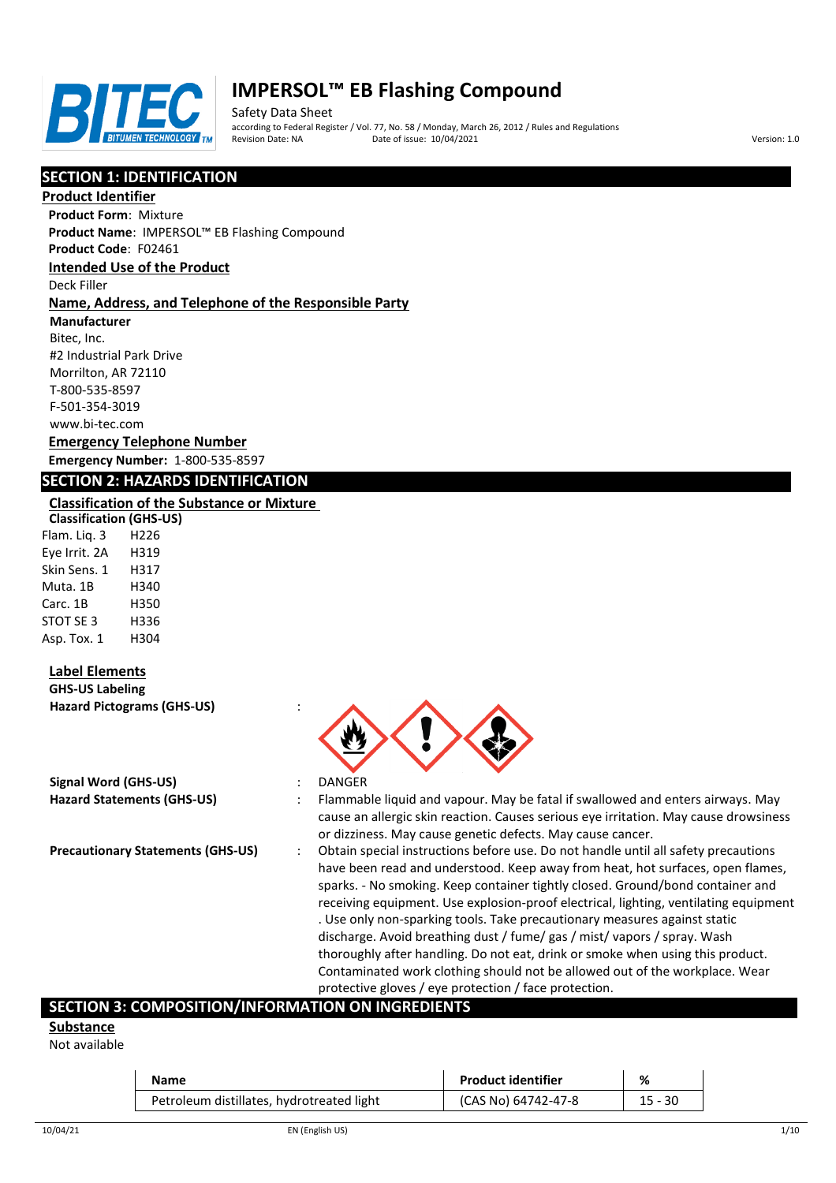# IMPERSOL™ EB Flashing Compound

Safety Data Sheet

according to Federal Register / Vol. 77, No. 58 / Monday, March 26, 2012 / Rules and Regulations

Revision Date: NA    Date of issue: 10/04/2021    Version: 1.0

## SECTION 1: IDENTIFICATION

### Product Identifier

**Product Form**: Mixture

**Product Name**: IMPERSOL™ EB Flashing Compound

**Product Code**: F02461

### Intended Use of the Product

Deck Filler

### Name, Address, and Telephone of the Responsible Party

**Manufacturer**

Bitec, Inc.
#2 Industrial Park Drive
Morrilton, AR 72110
T-800-535-8597
F-501-354-3019
www.bi-tec.com

### Emergency Telephone Number

**Emergency Number:** 1-800-535-8597

## SECTION 2: HAZARDS IDENTIFICATION

### Classification of the Substance or Mixture

**Classification (GHS-US)**

| | |
|---|---|
| Flam. Liq. 3 | H226 |
| Eye Irrit. 2A | H319 |
| Skin Sens. 1 | H317 |
| Muta. 1B | H340 |
| Carc. 1B | H350 |
| STOT SE 3 | H336 |
| Asp. Tox. 1 | H304 |

### Label Elements

**GHS-US Labeling**

**Hazard Pictograms (GHS-US)** :

**Signal Word (GHS-US)** : DANGER

**Hazard Statements (GHS-US)** : Flammable liquid and vapour. May be fatal if swallowed and enters airways. May cause an allergic skin reaction. Causes serious eye irritation. May cause drowsiness or dizziness. May cause genetic defects. May cause cancer.

**Precautionary Statements (GHS-US)** : Obtain special instructions before use. Do not handle until all safety precautions have been read and understood. Keep away from heat, hot surfaces, open flames, sparks. - No smoking. Keep container tightly closed. Ground/bond container and receiving equipment. Use explosion-proof electrical, lighting, ventilating equipment . Use only non-sparking tools. Take precautionary measures against static discharge. Avoid breathing dust / fume/ gas / mist/ vapors / spray. Wash thoroughly after handling. Do not eat, drink or smoke when using this product. Contaminated work clothing should not be allowed out of the workplace. Wear protective gloves / eye protection / face protection.

## SECTION 3: COMPOSITION/INFORMATION ON INGREDIENTS

### Substance

Not available

| Name | Product identifier | % |
|---|---|---|
| Petroleum distillates, hydrotreated light | (CAS No) 64742-47-8 | 15 - 30 |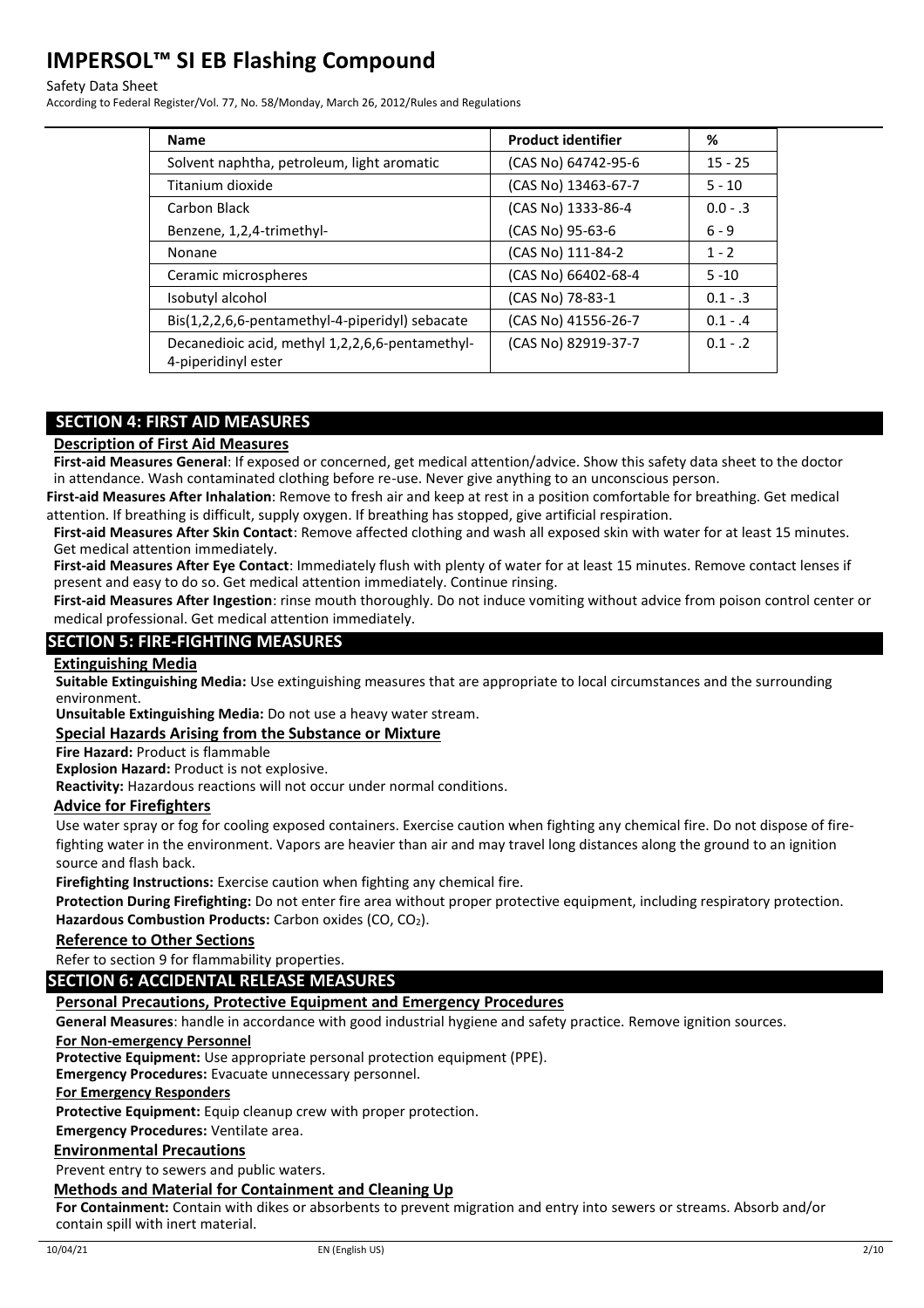| Name | Product identifier | % |
|---|---|---|
| Solvent naphtha, petroleum, light aromatic | (CAS No) 64742-95-6 | 15 - 25 |
| Titanium dioxide | (CAS No) 13463-67-7 | 5 - 10 |
| Carbon Black | (CAS No) 1333-86-4 | 0.0 - .3 |
| Benzene, 1,2,4-trimethyl- | (CAS No) 95-63-6 | 6 - 9 |
| Nonane | (CAS No) 111-84-2 | 1 - 2 |
| Ceramic microspheres | (CAS No) 66402-68-4 | 5 -10 |
| Isobutyl alcohol | (CAS No) 78-83-1 | 0.1 - .3 |
| Bis(1,2,2,6,6-pentamethyl-4-piperidyl) sebacate | (CAS No) 41556-26-7 | 0.1 - .4 |
| Decanedioic acid, methyl 1,2,2,6,6-pentamethyl-4-piperidinyl ester | (CAS No) 82919-37-7 | 0.1 - .2 |

## SECTION 4: FIRST AID MEASURES

### Description of First Aid Measures

**First-aid Measures General**: If exposed or concerned, get medical attention/advice. Show this safety data sheet to the doctor in attendance. Wash contaminated clothing before re-use. Never give anything to an unconscious person.

**First-aid Measures After Inhalation**: Remove to fresh air and keep at rest in a position comfortable for breathing. Get medical attention. If breathing is difficult, supply oxygen. If breathing has stopped, give artificial respiration.

**First-aid Measures After Skin Contact**: Remove affected clothing and wash all exposed skin with water for at least 15 minutes. Get medical attention immediately.

**First-aid Measures After Eye Contact**: Immediately flush with plenty of water for at least 15 minutes. Remove contact lenses if present and easy to do so. Get medical attention immediately. Continue rinsing.

**First-aid Measures After Ingestion**: rinse mouth thoroughly. Do not induce vomiting without advice from poison control center or medical professional. Get medical attention immediately.

## SECTION 5: FIRE-FIGHTING MEASURES

### Extinguishing Media

**Suitable Extinguishing Media:** Use extinguishing measures that are appropriate to local circumstances and the surrounding environment.

**Unsuitable Extinguishing Media:** Do not use a heavy water stream.

### Special Hazards Arising from the Substance or Mixture

**Fire Hazard:** Product is flammable

**Explosion Hazard:** Product is not explosive.

**Reactivity:** Hazardous reactions will not occur under normal conditions.

### Advice for Firefighters

Use water spray or fog for cooling exposed containers. Exercise caution when fighting any chemical fire. Do not dispose of fire-fighting water in the environment. Vapors are heavier than air and may travel long distances along the ground to an ignition source and flash back.

**Firefighting Instructions:** Exercise caution when fighting any chemical fire.

**Protection During Firefighting:** Do not enter fire area without proper protective equipment, including respiratory protection.

**Hazardous Combustion Products:** Carbon oxides (CO, $CO_2$).

### Reference to Other Sections

Refer to section 9 for flammability properties.

## SECTION 6: ACCIDENTAL RELEASE MEASURES

### Personal Precautions, Protective Equipment and Emergency Procedures

**General Measures**: handle in accordance with good industrial hygiene and safety practice. Remove ignition sources.

**For Non-emergency Personnel**

**Protective Equipment:** Use appropriate personal protection equipment (PPE).

**Emergency Procedures:** Evacuate unnecessary personnel.

**For Emergency Responders**

**Protective Equipment:** Equip cleanup crew with proper protection.

**Emergency Procedures:** Ventilate area.

### Environmental Precautions

Prevent entry to sewers and public waters.

### Methods and Material for Containment and Cleaning Up

**For Containment:** Contain with dikes or absorbents to prevent migration and entry into sewers or streams. Absorb and/or contain spill with inert material.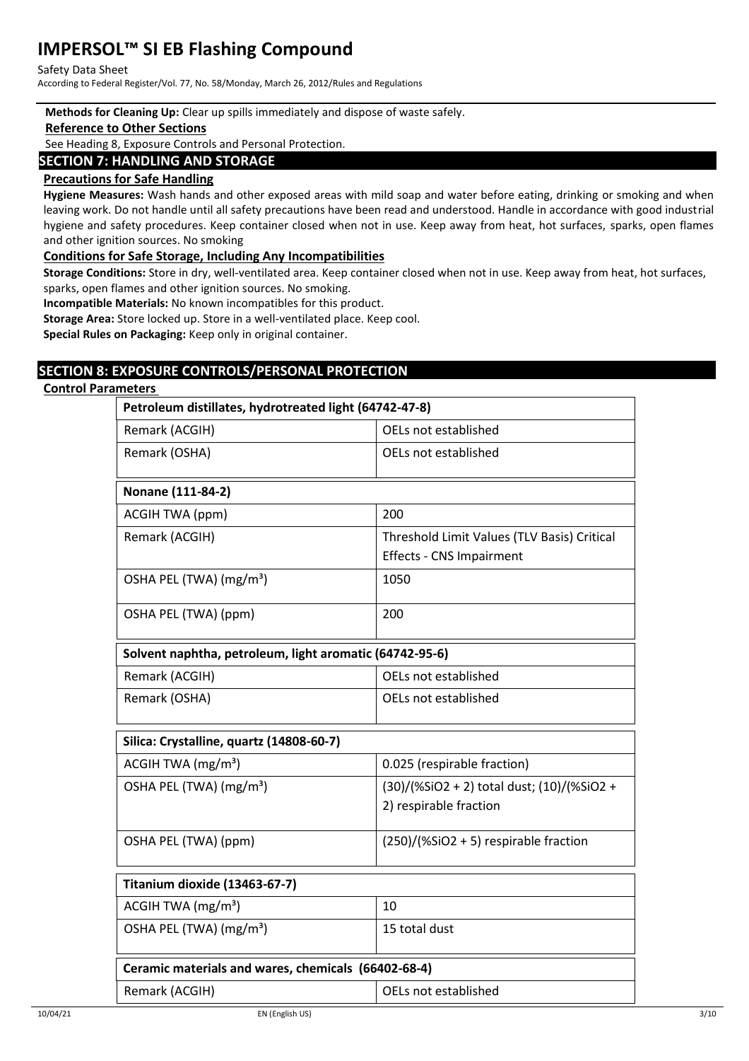**Methods for Cleaning Up:** Clear up spills immediately and dispose of waste safely.

**Reference to Other Sections**

See Heading 8, Exposure Controls and Personal Protection.

## SECTION 7: HANDLING AND STORAGE

**Precautions for Safe Handling**

**Hygiene Measures:** Wash hands and other exposed areas with mild soap and water before eating, drinking or smoking and when leaving work. Do not handle until all safety precautions have been read and understood. Handle in accordance with good industrial hygiene and safety procedures. Keep container closed when not in use. Keep away from heat, hot surfaces, sparks, open flames and other ignition sources. No smoking

**Conditions for Safe Storage, Including Any Incompatibilities**

**Storage Conditions:** Store in dry, well-ventilated area. Keep container closed when not in use. Keep away from heat, hot surfaces, sparks, open flames and other ignition sources. No smoking.

**Incompatible Materials:** No known incompatibles for this product.

**Storage Area:** Store locked up. Store in a well-ventilated place. Keep cool.

**Special Rules on Packaging:** Keep only in original container.

## SECTION 8: EXPOSURE CONTROLS/PERSONAL PROTECTION

**Control Parameters**

| Petroleum distillates, hydrotreated light (64742-47-8) | |
|---|---|
| Remark (ACGIH) | OELs not established |
| Remark (OSHA) | OELs not established |

| Nonane (111-84-2) | |
|---|---|
| ACGIH TWA (ppm) | 200 |
| Remark (ACGIH) | Threshold Limit Values (TLV Basis) Critical Effects - CNS Impairment |
| OSHA PEL (TWA) ($mg/m^3$) | 1050 |
| OSHA PEL (TWA) (ppm) | 200 |

| Solvent naphtha, petroleum, light aromatic (64742-95-6) | |
|---|---|
| Remark (ACGIH) | OELs not established |
| Remark (OSHA) | OELs not established |

| Silica: Crystalline, quartz (14808-60-7) | |
|---|---|
| ACGIH TWA ($mg/m^3$) | 0.025 (respirable fraction) |
| OSHA PEL (TWA) ($mg/m^3$) | (30)/(%$SiO_2$ + 2) total dust; (10)/(%$SiO_2$ + 2) respirable fraction |
| OSHA PEL (TWA) (ppm) | (250)/(%$SiO_2$ + 5) respirable fraction |

| Titanium dioxide (13463-67-7) | |
|---|---|
| ACGIH TWA ($mg/m^3$) | 10 |
| OSHA PEL (TWA) ($mg/m^3$) | 15 total dust |

| Ceramic materials and wares, chemicals (66402-68-4) | |
|---|---|
| Remark (ACGIH) | OELs not established |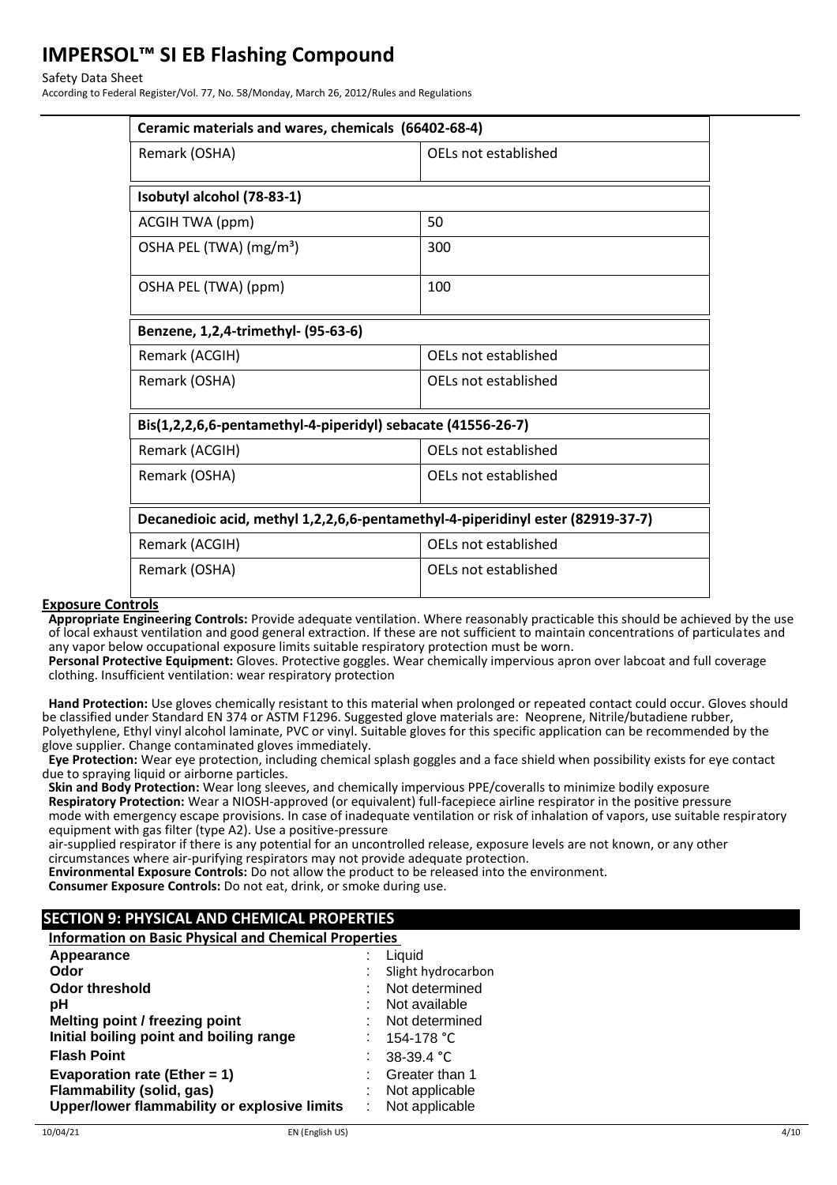| Ceramic materials and wares, chemicals (66402-68-4) | |
|---|---|
| Remark (OSHA) | OELs not established |

| Isobutyl alcohol (78-83-1) | |
|---|---|
| ACGIH TWA (ppm) | 50 |
| OSHA PEL (TWA) (mg/m³) | 300 |
| OSHA PEL (TWA) (ppm) | 100 |

| Benzene, 1,2,4-trimethyl- (95-63-6) | |
|---|---|
| Remark (ACGIH) | OELs not established |
| Remark (OSHA) | OELs not established |

| Bis(1,2,2,6,6-pentamethyl-4-piperidyl) sebacate (41556-26-7) | |
|---|---|
| Remark (ACGIH) | OELs not established |
| Remark (OSHA) | OELs not established |

| Decanedioic acid, methyl 1,2,2,6,6-pentamethyl-4-piperidinyl ester (82919-37-7) | |
|---|---|
| Remark (ACGIH) | OELs not established |
| Remark (OSHA) | OELs not established |

**Exposure Controls**

**Appropriate Engineering Controls:** Provide adequate ventilation. Where reasonably practicable this should be achieved by the use of local exhaust ventilation and good general extraction. If these are not sufficient to maintain concentrations of particulates and any vapor below occupational exposure limits suitable respiratory protection must be worn.

**Personal Protective Equipment:** Gloves. Protective goggles. Wear chemically impervious apron over labcoat and full coverage clothing. Insufficient ventilation: wear respiratory protection

**Hand Protection:** Use gloves chemically resistant to this material when prolonged or repeated contact could occur. Gloves should be classified under Standard EN 374 or ASTM F1296. Suggested glove materials are: Neoprene, Nitrile/butadiene rubber, Polyethylene, Ethyl vinyl alcohol laminate, PVC or vinyl. Suitable gloves for this specific application can be recommended by the glove supplier. Change contaminated gloves immediately.

**Eye Protection:** Wear eye protection, including chemical splash goggles and a face shield when possibility exists for eye contact due to spraying liquid or airborne particles.

**Skin and Body Protection:** Wear long sleeves, and chemically impervious PPE/coveralls to minimize bodily exposure

**Respiratory Protection:** Wear a NIOSH-approved (or equivalent) full-facepiece airline respirator in the positive pressure mode with emergency escape provisions. In case of inadequate ventilation or risk of inhalation of vapors, use suitable respiratory equipment with gas filter (type A2). Use a positive-pressure air-supplied respirator if there is any potential for an uncontrolled release, exposure levels are not known, or any other circumstances where air-purifying respirators may not provide adequate protection.

**Environmental Exposure Controls:** Do not allow the product to be released into the environment.

**Consumer Exposure Controls:** Do not eat, drink, or smoke during use.

## SECTION 9: PHYSICAL AND CHEMICAL PROPERTIES

**Information on Basic Physical and Chemical Properties**

| | |
|---|---|
| **Appearance** | : Liquid |
| **Odor** | : Slight hydrocarbon |
| **Odor threshold** | : Not determined |
| **pH** | : Not available |
| **Melting point / freezing point** | : Not determined |
| **Initial boiling point and boiling range** | : 154-178 °C |
| **Flash Point** | : 38-39.4 °C |
| **Evaporation rate (Ether = 1)** | : Greater than 1 |
| **Flammability (solid, gas)** | : Not applicable |
| **Upper/lower flammability or explosive limits** | : Not applicable |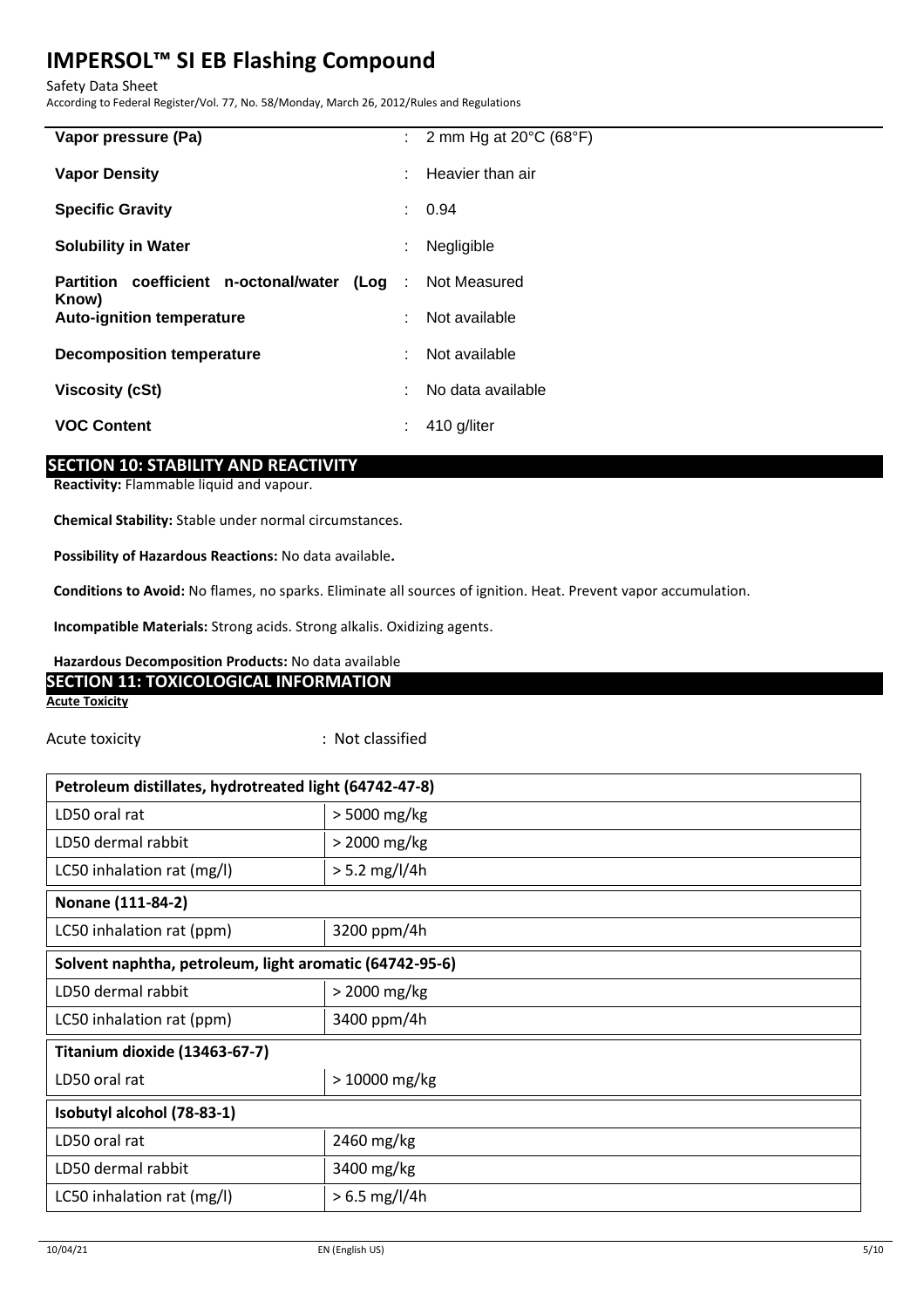| | |
|---|---|
| **Vapor pressure (Pa)** | : 2 mm Hg at 20°C (68°F) |
| **Vapor Density** | : Heavier than air |
| **Specific Gravity** | : 0.94 |
| **Solubility in Water** | : Negligible |
| **Partition coefficient n-octonal/water (Log Know)** | : Not Measured |
| **Auto-ignition temperature** | : Not available |
| **Decomposition temperature** | : Not available |
| **Viscosity (cSt)** | : No data available |
| **VOC Content** | : 410 g/liter |

## SECTION 10: STABILITY AND REACTIVITY

**Reactivity:** Flammable liquid and vapour.

**Chemical Stability:** Stable under normal circumstances.

**Possibility of Hazardous Reactions:** No data available**.**

**Conditions to Avoid:** No flames, no sparks. Eliminate all sources of ignition. Heat. Prevent vapor accumulation.

**Incompatible Materials:** Strong acids. Strong alkalis. Oxidizing agents.

**Hazardous Decomposition Products:** No data available

## SECTION 11: TOXICOLOGICAL INFORMATION

**Acute Toxicity**

Acute toxicity : Not classified

| **Petroleum distillates, hydrotreated light (64742-47-8)** | |
|---|---|
| LD50 oral rat | > 5000 mg/kg |
| LD50 dermal rabbit | > 2000 mg/kg |
| LC50 inhalation rat (mg/l) | > 5.2 mg/l/4h |
| **Nonane (111-84-2)** | |
| LC50 inhalation rat (ppm) | 3200 ppm/4h |
| **Solvent naphtha, petroleum, light aromatic (64742-95-6)** | |
| LD50 dermal rabbit | > 2000 mg/kg |
| LC50 inhalation rat (ppm) | 3400 ppm/4h |
| **Titanium dioxide (13463-67-7)** | |
| LD50 oral rat | > 10000 mg/kg |
| **Isobutyl alcohol (78-83-1)** | |
| LD50 oral rat | 2460 mg/kg |
| LD50 dermal rabbit | 3400 mg/kg |
| LC50 inhalation rat (mg/l) | > 6.5 mg/l/4h |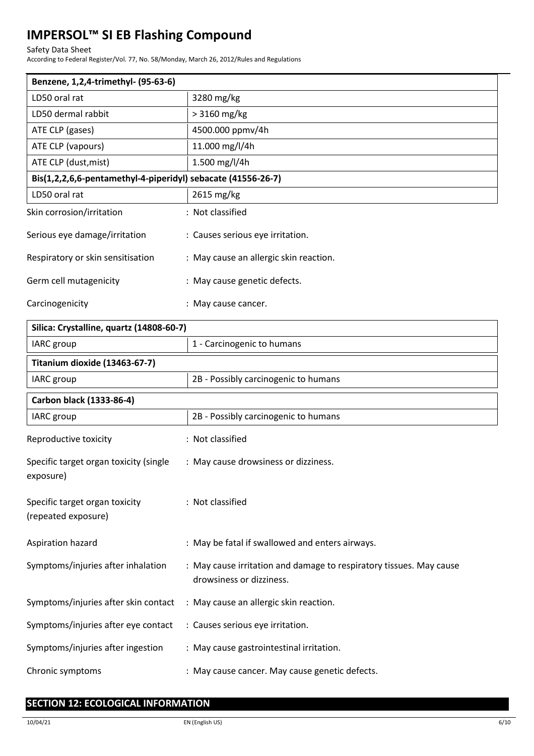| Benzene, 1,2,4-trimethyl- (95-63-6) | |
|---|---|
| LD50 oral rat | 3280 mg/kg |
| LD50 dermal rabbit | > 3160 mg/kg |
| ATE CLP (gases) | 4500.000 ppmv/4h |
| ATE CLP (vapours) | 11.000 mg/l/4h |
| ATE CLP (dust,mist) | 1.500 mg/l/4h |
| **Bis(1,2,2,6,6-pentamethyl-4-piperidyl) sebacate (41556-26-7)** | |
| LD50 oral rat | 2615 mg/kg |

Skin corrosion/irritation : Not classified

Serious eye damage/irritation : Causes serious eye irritation.

Respiratory or skin sensitisation : May cause an allergic skin reaction.

Germ cell mutagenicity : May cause genetic defects.

Carcinogenicity : May cause cancer.

| Silica: Crystalline, quartz (14808-60-7) | |
|---|---|
| IARC group | 1 - Carcinogenic to humans |
| **Titanium dioxide (13463-67-7)** | |
| IARC group | 2B - Possibly carcinogenic to humans |
| **Carbon black (1333-86-4)** | |
| IARC group | 2B - Possibly carcinogenic to humans |

Reproductive toxicity : Not classified

Specific target organ toxicity (single exposure) : May cause drowsiness or dizziness.

Specific target organ toxicity (repeated exposure) : Not classified

Aspiration hazard : May be fatal if swallowed and enters airways.

Symptoms/injuries after inhalation : May cause irritation and damage to respiratory tissues. May cause drowsiness or dizziness.

Symptoms/injuries after skin contact : May cause an allergic skin reaction.

Symptoms/injuries after eye contact : Causes serious eye irritation.

Symptoms/injuries after ingestion : May cause gastrointestinal irritation.

Chronic symptoms : May cause cancer. May cause genetic defects.

## SECTION 12: ECOLOGICAL INFORMATION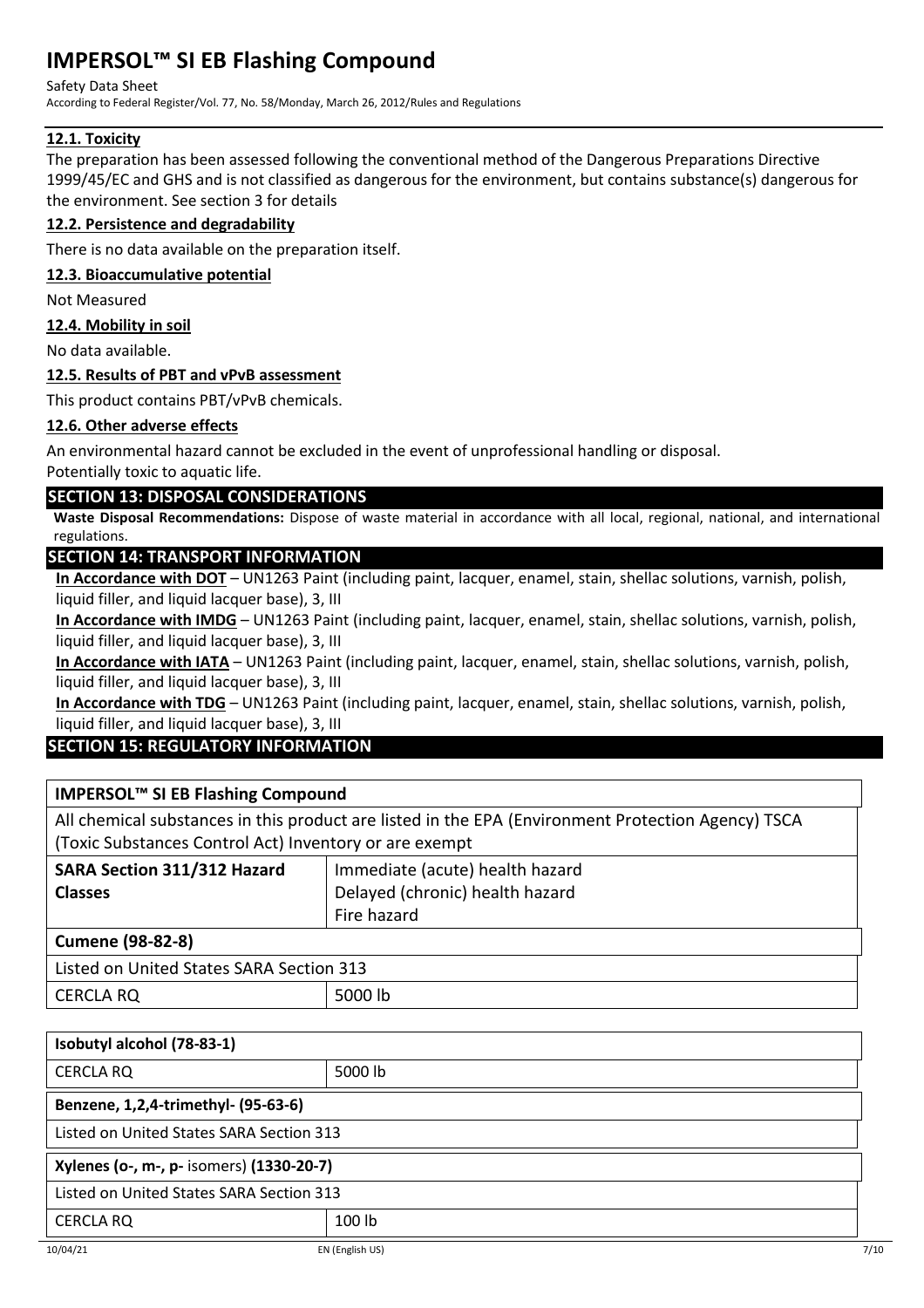### 12.1. Toxicity

The preparation has been assessed following the conventional method of the Dangerous Preparations Directive 1999/45/EC and GHS and is not classified as dangerous for the environment, but contains substance(s) dangerous for the environment. See section 3 for details

### 12.2. Persistence and degradability

There is no data available on the preparation itself.

### 12.3. Bioaccumulative potential

Not Measured

### 12.4. Mobility in soil

No data available.

### 12.5. Results of PBT and vPvB assessment

This product contains PBT/vPvB chemicals.

### 12.6. Other adverse effects

An environmental hazard cannot be excluded in the event of unprofessional handling or disposal.
Potentially toxic to aquatic life.

## SECTION 13: DISPOSAL CONSIDERATIONS

**Waste Disposal Recommendations:** Dispose of waste material in accordance with all local, regional, national, and international regulations.

## SECTION 14: TRANSPORT INFORMATION

**In Accordance with DOT** – UN1263 Paint (including paint, lacquer, enamel, stain, shellac solutions, varnish, polish, liquid filler, and liquid lacquer base), 3, III

**In Accordance with IMDG** – UN1263 Paint (including paint, lacquer, enamel, stain, shellac solutions, varnish, polish, liquid filler, and liquid lacquer base), 3, III

**In Accordance with IATA** – UN1263 Paint (including paint, lacquer, enamel, stain, shellac solutions, varnish, polish, liquid filler, and liquid lacquer base), 3, III

**In Accordance with TDG** – UN1263 Paint (including paint, lacquer, enamel, stain, shellac solutions, varnish, polish, liquid filler, and liquid lacquer base), 3, III

## SECTION 15: REGULATORY INFORMATION

| **IMPERSOL™ SI EB Flashing Compound** | |
|---|---|
| All chemical substances in this product are listed in the EPA (Environment Protection Agency) TSCA (Toxic Substances Control Act) Inventory or are exempt | |
| **SARA Section 311/312 Hazard Classes** | Immediate (acute) health hazard<br>Delayed (chronic) health hazard<br>Fire hazard |
| **Cumene (98-82-8)** | |
| Listed on United States SARA Section 313 | |
| CERCLA RQ | 5000 lb |

| **Isobutyl alcohol (78-83-1)** | |
|---|---|
| CERCLA RQ | 5000 lb |
| **Benzene, 1,2,4-trimethyl- (95-63-6)** | |
| Listed on United States SARA Section 313 | |
| **Xylenes (o-, m-, p- isomers) (1330-20-7)** | |
| Listed on United States SARA Section 313 | |
| CERCLA RQ | 100 lb |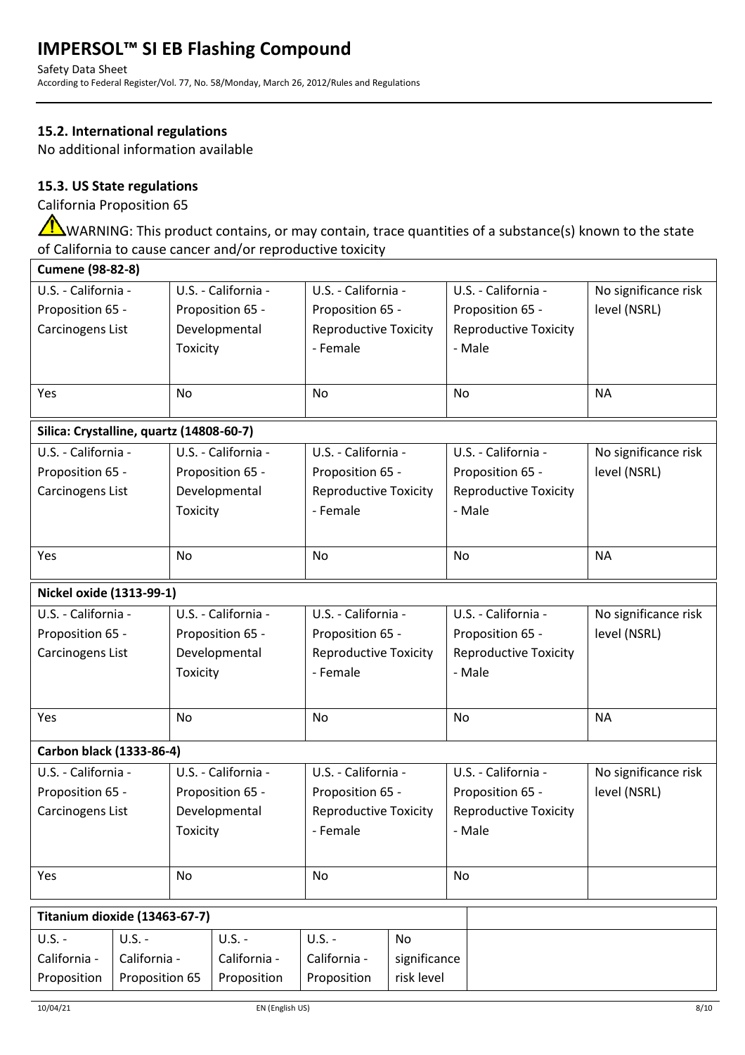### 15.2. International regulations

No additional information available

### 15.3. US State regulations

California Proposition 65

⚠WARNING: This product contains, or may contain, trace quantities of a substance(s) known to the state of California to cause cancer and/or reproductive toxicity

| Cumene (98-82-8) | | | | |
|---|---|---|---|---|
| U.S. - California - Proposition 65 - Carcinogens List | U.S. - California - Proposition 65 - Developmental Toxicity | U.S. - California - Proposition 65 - Reproductive Toxicity - Female | U.S. - California - Proposition 65 - Reproductive Toxicity - Male | No significance risk level (NSRL) |
| Yes | No | No | No | NA |

| Silica: Crystalline, quartz (14808-60-7) | | | | |
|---|---|---|---|---|
| U.S. - California - Proposition 65 - Carcinogens List | U.S. - California - Proposition 65 - Developmental Toxicity | U.S. - California - Proposition 65 - Reproductive Toxicity - Female | U.S. - California - Proposition 65 - Reproductive Toxicity - Male | No significance risk level (NSRL) |
| Yes | No | No | No | NA |

| Nickel oxide (1313-99-1) | | | | |
|---|---|---|---|---|
| U.S. - California - Proposition 65 - Carcinogens List | U.S. - California - Proposition 65 - Developmental Toxicity | U.S. - California - Proposition 65 - Reproductive Toxicity - Female | U.S. - California - Proposition 65 - Reproductive Toxicity - Male | No significance risk level (NSRL) |
| Yes | No | No | No | NA |

| Carbon black (1333-86-4) | | | | |
|---|---|---|---|---|
| U.S. - California - Proposition 65 - Carcinogens List | U.S. - California - Proposition 65 - Developmental Toxicity | U.S. - California - Proposition 65 - Reproductive Toxicity - Female | U.S. - California - Proposition 65 - Reproductive Toxicity - Male | No significance risk level (NSRL) |
| Yes | No | No | No | |

| Titanium dioxide (13463-67-7) | | | | |
|---|---|---|---|---|
| U.S. - California - Proposition | U.S. - California - Proposition 65 | U.S. - California - Proposition | U.S. - California - Proposition | No significance risk level |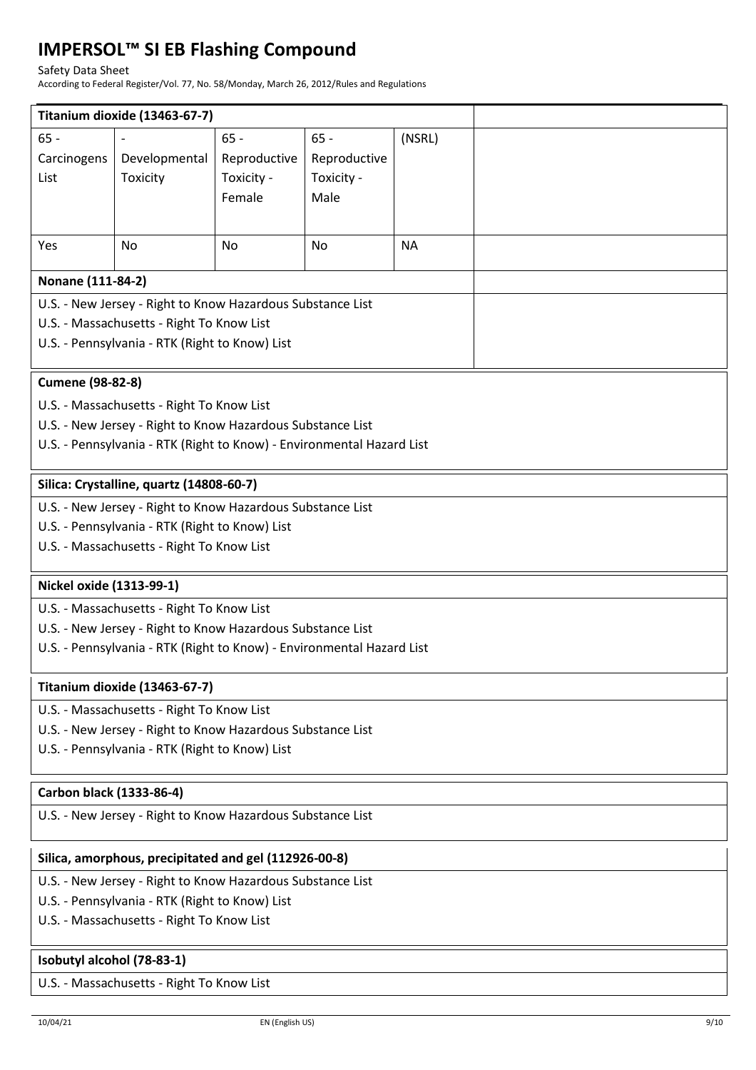**Titanium dioxide (13463-67-7)**

| 65 - Carcinogens List | - Developmental Toxicity | 65 - Reproductive Toxicity - Female | 65 - Reproductive Toxicity - Male | (NSRL) |
|---|---|---|---|---|
| Yes | No | No | No | NA |

**Nonane (111-84-2)**

U.S. - New Jersey - Right to Know Hazardous Substance List
U.S. - Massachusetts - Right To Know List
U.S. - Pennsylvania - RTK (Right to Know) List

**Cumene (98-82-8)**

U.S. - Massachusetts - Right To Know List
U.S. - New Jersey - Right to Know Hazardous Substance List
U.S. - Pennsylvania - RTK (Right to Know) - Environmental Hazard List

**Silica: Crystalline, quartz (14808-60-7)**

U.S. - New Jersey - Right to Know Hazardous Substance List
U.S. - Pennsylvania - RTK (Right to Know) List
U.S. - Massachusetts - Right To Know List

**Nickel oxide (1313-99-1)**

U.S. - Massachusetts - Right To Know List
U.S. - New Jersey - Right to Know Hazardous Substance List
U.S. - Pennsylvania - RTK (Right to Know) - Environmental Hazard List

**Titanium dioxide (13463-67-7)**

U.S. - Massachusetts - Right To Know List
U.S. - New Jersey - Right to Know Hazardous Substance List
U.S. - Pennsylvania - RTK (Right to Know) List

**Carbon black (1333-86-4)**

U.S. - New Jersey - Right to Know Hazardous Substance List

**Silica, amorphous, precipitated and gel (112926-00-8)**

U.S. - New Jersey - Right to Know Hazardous Substance List
U.S. - Pennsylvania - RTK (Right to Know) List
U.S. - Massachusetts - Right To Know List

**Isobutyl alcohol (78-83-1)**

U.S. - Massachusetts - Right To Know List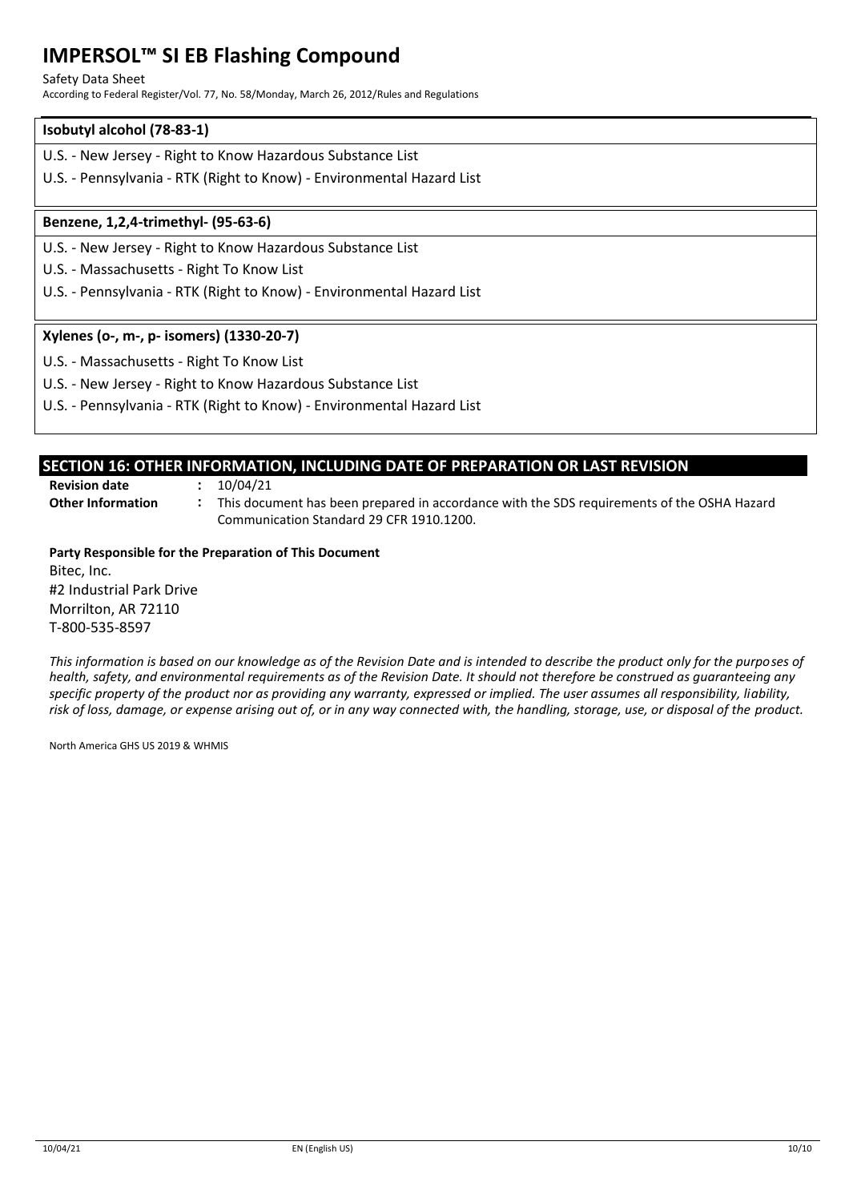**Isobutyl alcohol (78-83-1)**

U.S. - New Jersey - Right to Know Hazardous Substance List

U.S. - Pennsylvania - RTK (Right to Know) - Environmental Hazard List

**Benzene, 1,2,4-trimethyl- (95-63-6)**

U.S. - New Jersey - Right to Know Hazardous Substance List

U.S. - Massachusetts - Right To Know List

U.S. - Pennsylvania - RTK (Right to Know) - Environmental Hazard List

**Xylenes (o-, m-, p- isomers) (1330-20-7)**

U.S. - Massachusetts - Right To Know List

U.S. - New Jersey - Right to Know Hazardous Substance List

U.S. - Pennsylvania - RTK (Right to Know) - Environmental Hazard List

## SECTION 16: OTHER INFORMATION, INCLUDING DATE OF PREPARATION OR LAST REVISION

**Revision date** : 10/04/21

**Other Information** : This document has been prepared in accordance with the SDS requirements of the OSHA Hazard Communication Standard 29 CFR 1910.1200.

**Party Responsible for the Preparation of This Document**

Bitec, Inc.
#2 Industrial Park Drive
Morrilton, AR 72110
T-800-535-8597

*This information is based on our knowledge as of the Revision Date and is intended to describe the product only for the purposes of health, safety, and environmental requirements as of the Revision Date. It should not therefore be construed as guaranteeing any specific property of the product nor as providing any warranty, expressed or implied. The user assumes all responsibility, liability, risk of loss, damage, or expense arising out of, or in any way connected with, the handling, storage, use, or disposal of the product.*

North America GHS US 2019 & WHMIS